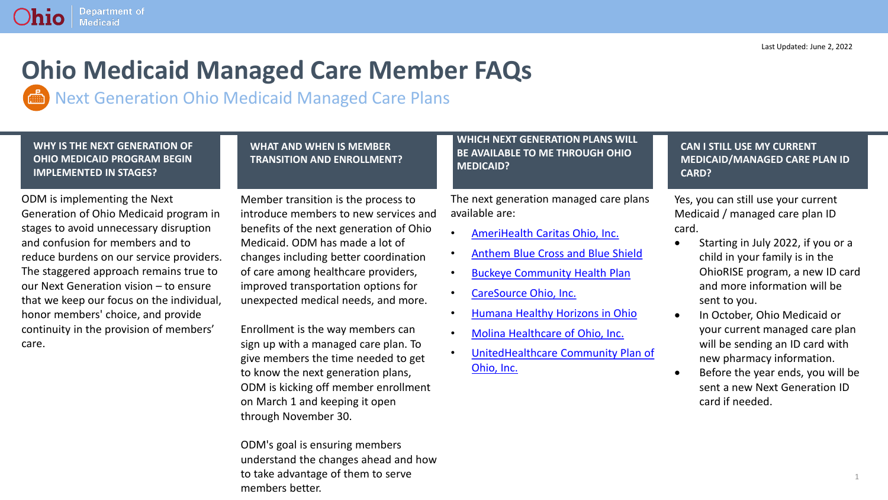Last Updated: June 2, 2022

# Ohio Medicaid Managed Care Member FAQs

## Next Generation Ohio Medicaid Managed Care Plans

### WHY IS THE NEXT GENERATION OF OHIO MEDICAID PROGRAM BEGIN IMPLEMENTED IN STAGES?

ODM is implementing the Next Generation of Ohio Medicaid program in stages to avoid unnecessary disruption and confusion for members and to reduce burdens on our service providers. The staggered approach remains true to our Next Generation vision – to ensure that we keep our focus on the individual, honor members' choice, and provide continuity in the provision of members' care.

### WHAT AND WHEN IS MEMBER TRANSITION AND ENROLLMENT?

Member transition is the process to introduce members to new services and benefits of the next generation of Ohio Medicaid. ODM has made a lot of changes including better coordination of care among healthcare providers, improved transportation options for unexpected medical needs, and more.

Enrollment is the way members can sign up with a managed care plan. To give members the time needed to get to know the next generation plans, ODM is kicking off member enrollment on March 1 and keeping it open through November 30.

ODM's goal is ensuring members understand the changes ahead and how to take advantage of them to serve members better.

### WHICH NEXT GENERATION PLANS WILL BE AVAILABLE TO ME THROUGH OHIO MEDICAID?

The next generation managed care plans available are:

- AmeriHealth Caritas Ohio, Inc.
- Anthem Blue Cross and Blue Shield
- Buckeye Community Health Plan
- CareSource Ohio, Inc.
- Humana Healthy Horizons in Ohio
- Molina Healthcare of Ohio, Inc.
- UnitedHealthcare Community Plan of Ohio, Inc.

### CAN I STILL USE MY CURRENT MEDICAID/MANAGED CARE PLAN ID CARD?

Yes, you can still use your current Medicaid / managed care plan ID card.

- Starting in July 2022, if you or a child in your family is in the OhioRISE program, a new ID card and more information will be sent to you.
- In October, Ohio Medicaid or your current managed care plan will be sending an ID card with new pharmacy information.
- Before the year ends, you will be sent a new Next Generation ID card if needed.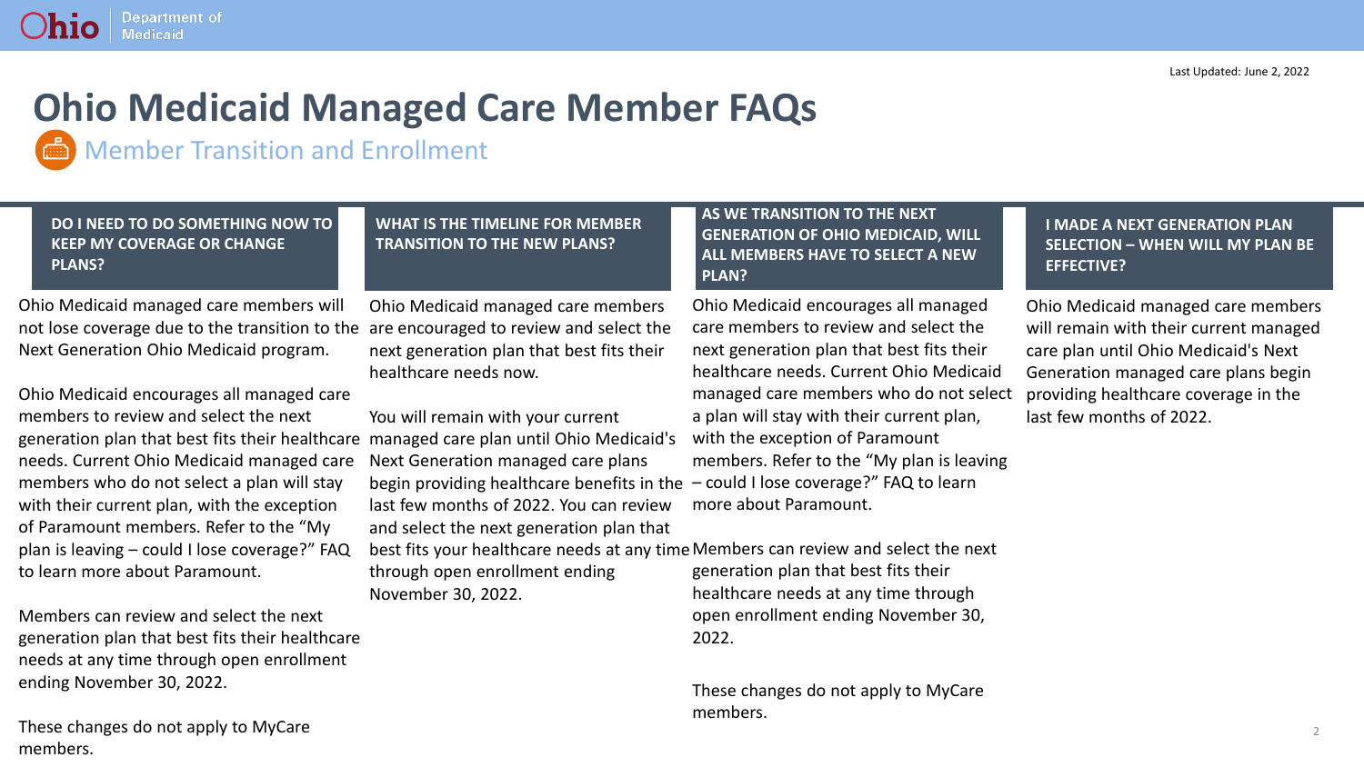Last Updated: June 2, 2022

# Ohio Medicaid Managed Care Member FAQs

## Member Transition and Enrollment

### DO I NEED TO DO SOMETHING NOW TO KEEP MY COVERAGE OR CHANGE PLANS?

Ohio Medicaid managed care members will not lose coverage due to the transition to the Next Generation Ohio Medicaid program.

Ohio Medicaid encourages all managed care members to review and select the next generation plan that best fits their healthcare needs. Current Ohio Medicaid managed care members who do not select a plan will stay with their current plan, with the exception of Paramount members. Refer to the "My plan is leaving – could I lose coverage?" FAQ to learn more about Paramount.

Members can review and select the next generation plan that best fits their healthcare needs at any time through open enrollment ending November 30, 2022.

These changes do not apply to MyCare members.

### WHAT IS THE TIMELINE FOR MEMBER TRANSITION TO THE NEW PLANS?

Ohio Medicaid managed care members are encouraged to review and select the next generation plan that best fits their healthcare needs now.

You will remain with your current managed care plan until Ohio Medicaid's Next Generation managed care plans begin providing healthcare benefits in the last few months of 2022. You can review and select the next generation plan that best fits your healthcare needs at any time through open enrollment ending November 30, 2022.

### AS WE TRANSITION TO THE NEXT GENERATION OF OHIO MEDICAID, WILL ALL MEMBERS HAVE TO SELECT A NEW PLAN?

Ohio Medicaid encourages all managed care members to review and select the next generation plan that best fits their healthcare needs. Current Ohio Medicaid managed care members who do not select a plan will stay with their current plan, with the exception of Paramount members. Refer to the "My plan is leaving – could I lose coverage?" FAQ to learn more about Paramount.

Members can review and select the next generation plan that best fits their healthcare needs at any time through open enrollment ending November 30, 2022.

These changes do not apply to MyCare members.

### I MADE A NEXT GENERATION PLAN SELECTION – WHEN WILL MY PLAN BE EFFECTIVE?

Ohio Medicaid managed care members will remain with their current managed care plan until Ohio Medicaid's Next Generation managed care plans begin providing healthcare coverage in the last few months of 2022.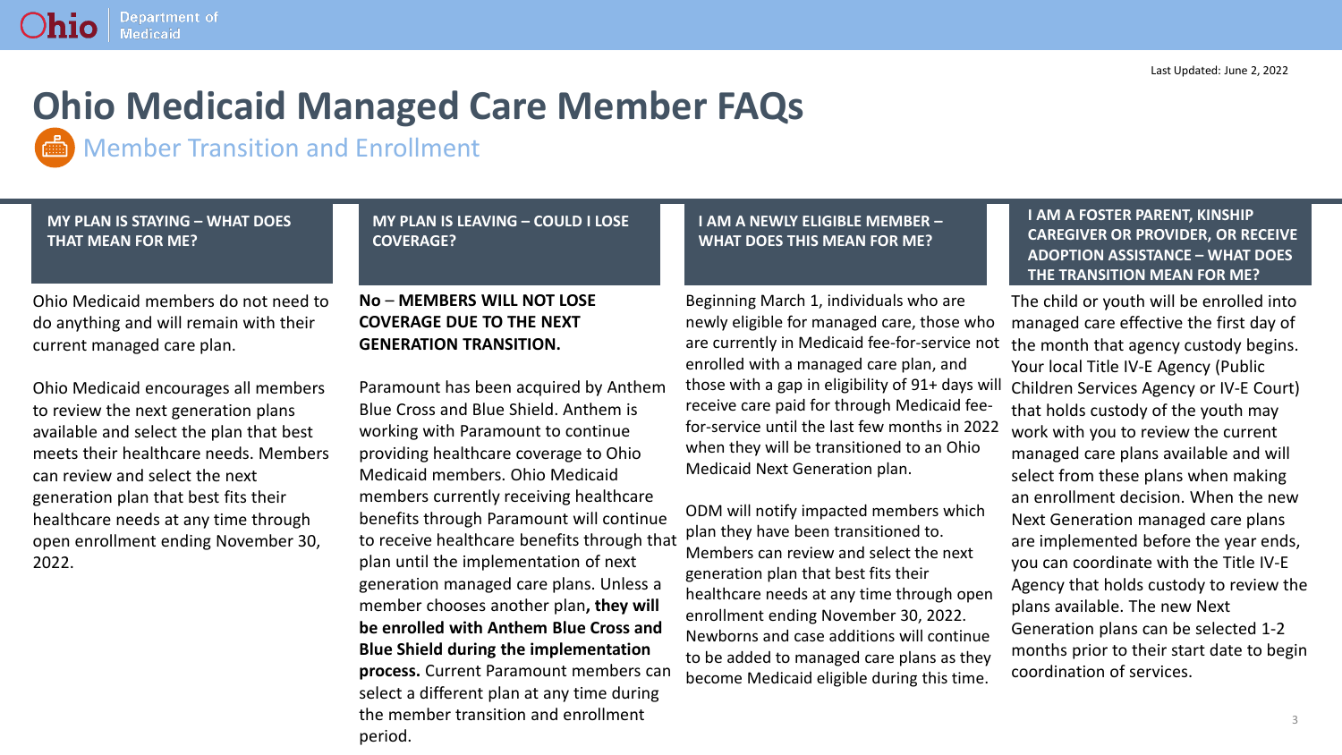Last Updated: June 2, 2022

# Ohio Medicaid Managed Care Member FAQs

## Member Transition and Enrollment

### MY PLAN IS STAYING – WHAT DOES THAT MEAN FOR ME?

Ohio Medicaid members do not need to do anything and will remain with their current managed care plan.

Ohio Medicaid encourages all members to review the next generation plans available and select the plan that best meets their healthcare needs. Members can review and select the next generation plan that best fits their healthcare needs at any time through open enrollment ending November 30, 2022.

### MY PLAN IS LEAVING – COULD I LOSE COVERAGE?

**No – MEMBERS WILL NOT LOSE COVERAGE DUE TO THE NEXT GENERATION TRANSITION.**

Paramount has been acquired by Anthem Blue Cross and Blue Shield. Anthem is working with Paramount to continue providing healthcare coverage to Ohio Medicaid members. Ohio Medicaid members currently receiving healthcare benefits through Paramount will continue to receive healthcare benefits through that plan until the implementation of next generation managed care plans. Unless a member chooses another plan**, they will be enrolled with Anthem Blue Cross and Blue Shield during the implementation process.** Current Paramount members can select a different plan at any time during the member transition and enrollment period.

### I AM A NEWLY ELIGIBLE MEMBER – WHAT DOES THIS MEAN FOR ME?

Beginning March 1, individuals who are newly eligible for managed care, those who are currently in Medicaid fee-for-service not enrolled with a managed care plan, and those with a gap in eligibility of 91+ days will receive care paid for through Medicaid fee-for-service until the last few months in 2022 when they will be transitioned to an Ohio Medicaid Next Generation plan.

ODM will notify impacted members which plan they have been transitioned to. Members can review and select the next generation plan that best fits their healthcare needs at any time through open enrollment ending November 30, 2022. Newborns and case additions will continue to be added to managed care plans as they become Medicaid eligible during this time.

### I AM A FOSTER PARENT, KINSHIP CAREGIVER OR PROVIDER, OR RECEIVE ADOPTION ASSISTANCE – WHAT DOES THE TRANSITION MEAN FOR ME?

The child or youth will be enrolled into managed care effective the first day of the month that agency custody begins. Your local Title IV-E Agency (Public Children Services Agency or IV-E Court) that holds custody of the youth may work with you to review the current managed care plans available and will select from these plans when making an enrollment decision. When the new Next Generation managed care plans are implemented before the year ends, you can coordinate with the Title IV-E Agency that holds custody to review the plans available. The new Next Generation plans can be selected 1-2 months prior to their start date to begin coordination of services.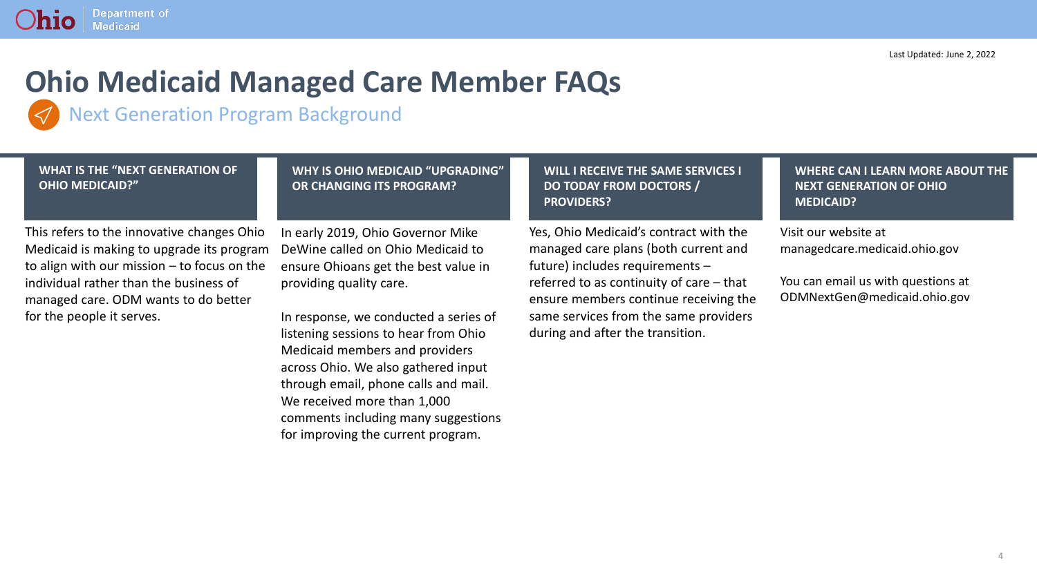Last Updated: June 2, 2022

# Ohio Medicaid Managed Care Member FAQs

## Next Generation Program Background

### WHAT IS THE "NEXT GENERATION OF OHIO MEDICAID?"

This refers to the innovative changes Ohio Medicaid is making to upgrade its program to align with our mission – to focus on the individual rather than the business of managed care. ODM wants to do better for the people it serves.

### WHY IS OHIO MEDICAID "UPGRADING" OR CHANGING ITS PROGRAM?

In early 2019, Ohio Governor Mike DeWine called on Ohio Medicaid to ensure Ohioans get the best value in providing quality care.

In response, we conducted a series of listening sessions to hear from Ohio Medicaid members and providers across Ohio. We also gathered input through email, phone calls and mail. We received more than 1,000 comments including many suggestions for improving the current program.

### WILL I RECEIVE THE SAME SERVICES I DO TODAY FROM DOCTORS / PROVIDERS?

Yes, Ohio Medicaid's contract with the managed care plans (both current and future) includes requirements – referred to as continuity of care – that ensure members continue receiving the same services from the same providers during and after the transition.

### WHERE CAN I LEARN MORE ABOUT THE NEXT GENERATION OF OHIO MEDICAID?

Visit our website at managedcare.medicaid.ohio.gov

You can email us with questions at ODMNextGen@medicaid.ohio.gov